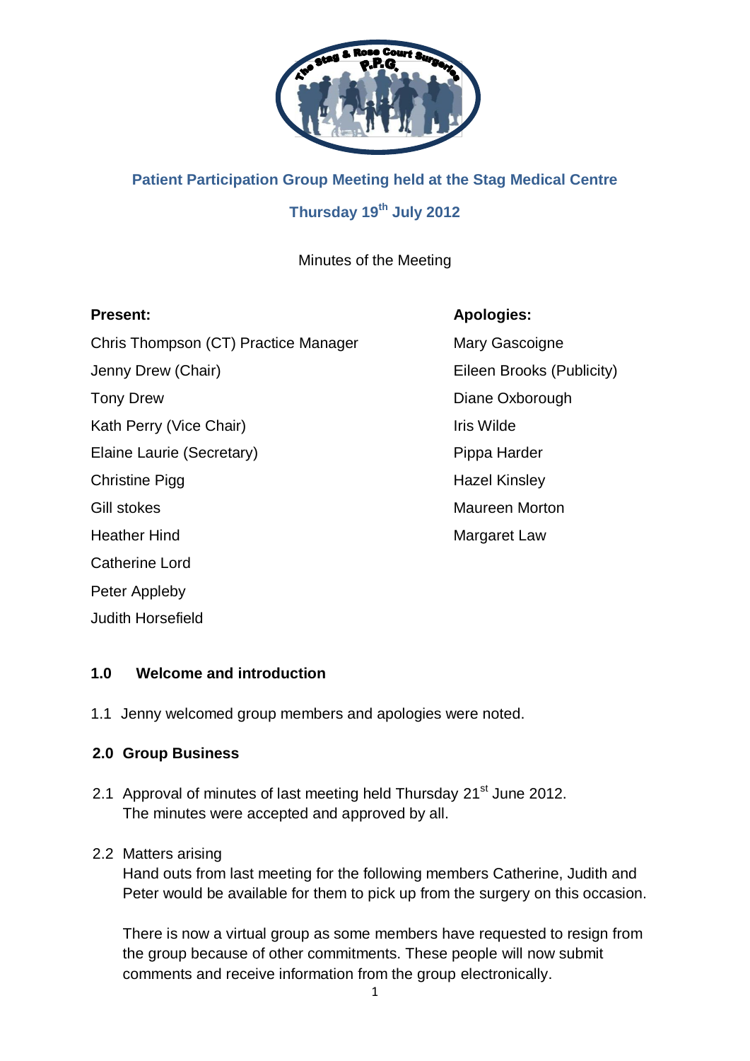## Patient Participation Group Meeting held at the Stag Medical Centre

## Thursday 19th July 2012

Minutes of the Meeting

**Present:**

Chris Thompson (CT) Practice Manager
Jenny Drew (Chair)
Tony Drew
Kath Perry (Vice Chair)
Elaine Laurie (Secretary)
Christine Pigg
Gill stokes
Heather Hind
Catherine Lord
Peter Appleby
Judith Horsefield

**Apologies:**

Mary Gascoigne
Eileen Brooks (Publicity)
Diane Oxborough
Iris Wilde
Pippa Harder
Hazel Kinsley
Maureen Morton
Margaret Law

### 1.0 Welcome and introduction

1.1 Jenny welcomed group members and apologies were noted.

### 2.0 Group Business

2.1 Approval of minutes of last meeting held Thursday 21st June 2012.
The minutes were accepted and approved by all.

2.2 Matters arising
Hand outs from last meeting for the following members Catherine, Judith and Peter would be available for them to pick up from the surgery on this occasion.

There is now a virtual group as some members have requested to resign from the group because of other commitments. These people will now submit comments and receive information from the group electronically.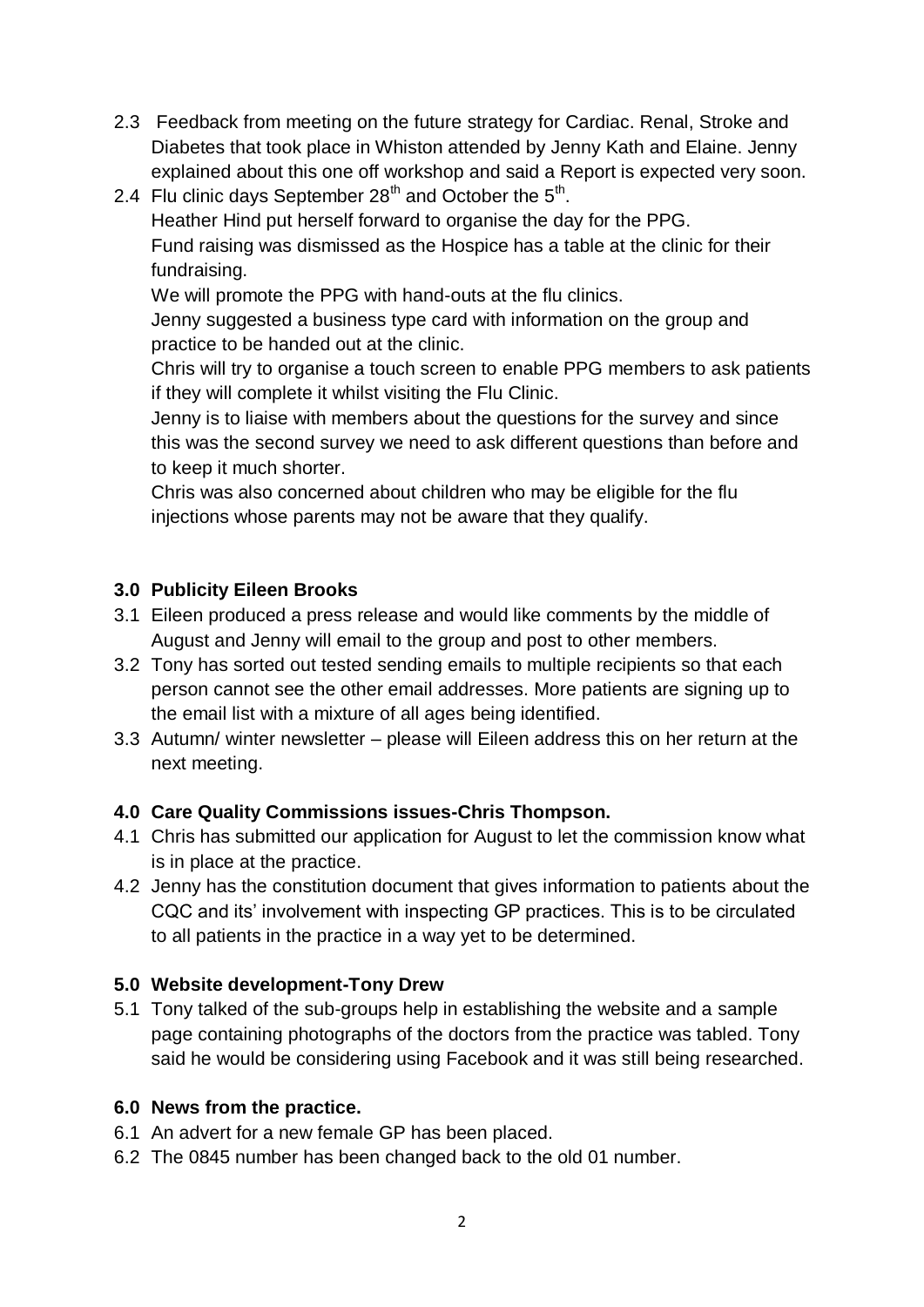2.3 Feedback from meeting on the future strategy for Cardiac. Renal, Stroke and Diabetes that took place in Whiston attended by Jenny Kath and Elaine. Jenny explained about this one off workshop and said a Report is expected very soon.

2.4 Flu clinic days September 28th and October the 5th.

Heather Hind put herself forward to organise the day for the PPG.

Fund raising was dismissed as the Hospice has a table at the clinic for their fundraising.

We will promote the PPG with hand-outs at the flu clinics.

Jenny suggested a business type card with information on the group and practice to be handed out at the clinic.

Chris will try to organise a touch screen to enable PPG members to ask patients if they will complete it whilst visiting the Flu Clinic.

Jenny is to liaise with members about the questions for the survey and since this was the second survey we need to ask different questions than before and to keep it much shorter.

Chris was also concerned about children who may be eligible for the flu injections whose parents may not be aware that they qualify.

## 3.0 Publicity Eileen Brooks

3.1 Eileen produced a press release and would like comments by the middle of August and Jenny will email to the group and post to other members.

3.2 Tony has sorted out tested sending emails to multiple recipients so that each person cannot see the other email addresses. More patients are signing up to the email list with a mixture of all ages being identified.

3.3 Autumn/ winter newsletter – please will Eileen address this on her return at the next meeting.

## 4.0 Care Quality Commissions issues-Chris Thompson.

4.1 Chris has submitted our application for August to let the commission know what is in place at the practice.

4.2 Jenny has the constitution document that gives information to patients about the CQC and its' involvement with inspecting GP practices. This is to be circulated to all patients in the practice in a way yet to be determined.

## 5.0 Website development-Tony Drew

5.1 Tony talked of the sub-groups help in establishing the website and a sample page containing photographs of the doctors from the practice was tabled. Tony said he would be considering using Facebook and it was still being researched.

## 6.0 News from the practice.

6.1 An advert for a new female GP has been placed.

6.2 The 0845 number has been changed back to the old 01 number.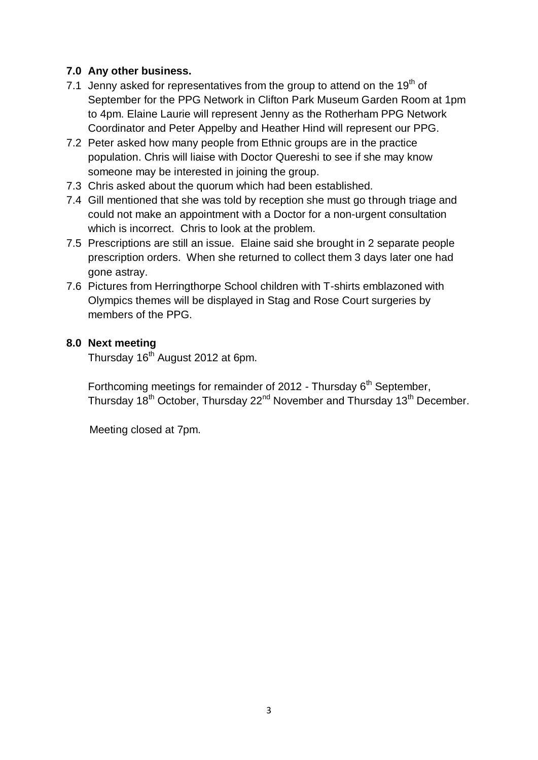### 7.0 Any other business.

7.1 Jenny asked for representatives from the group to attend on the 19th of September for the PPG Network in Clifton Park Museum Garden Room at 1pm to 4pm. Elaine Laurie will represent Jenny as the Rotherham PPG Network Coordinator and Peter Appelby and Heather Hind will represent our PPG.

7.2 Peter asked how many people from Ethnic groups are in the practice population. Chris will liaise with Doctor Quereshi to see if she may know someone may be interested in joining the group.

7.3 Chris asked about the quorum which had been established.

7.4 Gill mentioned that she was told by reception she must go through triage and could not make an appointment with a Doctor for a non-urgent consultation which is incorrect. Chris to look at the problem.

7.5 Prescriptions are still an issue. Elaine said she brought in 2 separate people prescription orders. When she returned to collect them 3 days later one had gone astray.

7.6 Pictures from Herringthorpe School children with T-shirts emblazoned with Olympics themes will be displayed in Stag and Rose Court surgeries by members of the PPG.

### 8.0 Next meeting

Thursday 16th August 2012 at 6pm.

Forthcoming meetings for remainder of 2012 - Thursday 6th September, Thursday 18th October, Thursday 22nd November and Thursday 13th December.

Meeting closed at 7pm.